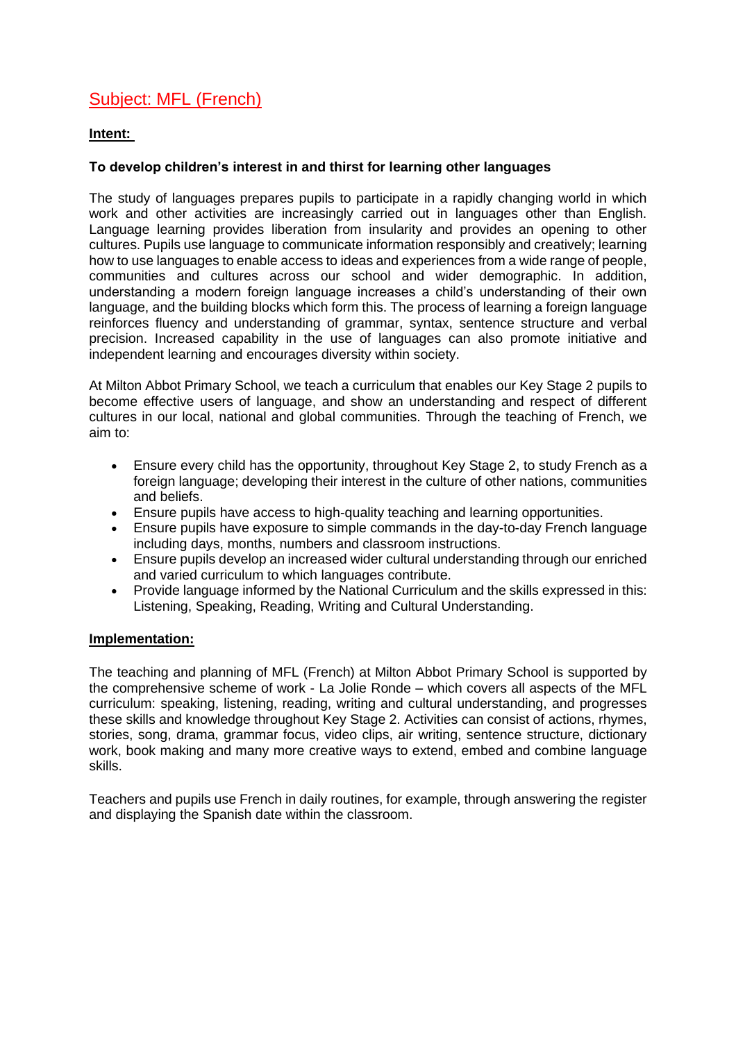# Subject: MFL (French)

**Intent:**

**To develop children's interest in and thirst for learning other languages**

The study of languages prepares pupils to participate in a rapidly changing world in which work and other activities are increasingly carried out in languages other than English. Language learning provides liberation from insularity and provides an opening to other cultures. Pupils use language to communicate information responsibly and creatively; learning how to use languages to enable access to ideas and experiences from a wide range of people, communities and cultures across our school and wider demographic. In addition, understanding a modern foreign language increases a child's understanding of their own language, and the building blocks which form this. The process of learning a foreign language reinforces fluency and understanding of grammar, syntax, sentence structure and verbal precision. Increased capability in the use of languages can also promote initiative and independent learning and encourages diversity within society.

At Milton Abbot Primary School, we teach a curriculum that enables our Key Stage 2 pupils to become effective users of language, and show an understanding and respect of different cultures in our local, national and global communities. Through the teaching of French, we aim to:

- Ensure every child has the opportunity, throughout Key Stage 2, to study French as a foreign language; developing their interest in the culture of other nations, communities and beliefs.
- Ensure pupils have access to high-quality teaching and learning opportunities.
- Ensure pupils have exposure to simple commands in the day-to-day French language including days, months, numbers and classroom instructions.
- Ensure pupils develop an increased wider cultural understanding through our enriched and varied curriculum to which languages contribute.
- Provide language informed by the National Curriculum and the skills expressed in this: Listening, Speaking, Reading, Writing and Cultural Understanding.

**Implementation:**

The teaching and planning of MFL (French) at Milton Abbot Primary School is supported by the comprehensive scheme of work - La Jolie Ronde – which covers all aspects of the MFL curriculum: speaking, listening, reading, writing and cultural understanding, and progresses these skills and knowledge throughout Key Stage 2. Activities can consist of actions, rhymes, stories, song, drama, grammar focus, video clips, air writing, sentence structure, dictionary work, book making and many more creative ways to extend, embed and combine language skills.

Teachers and pupils use French in daily routines, for example, through answering the register and displaying the Spanish date within the classroom.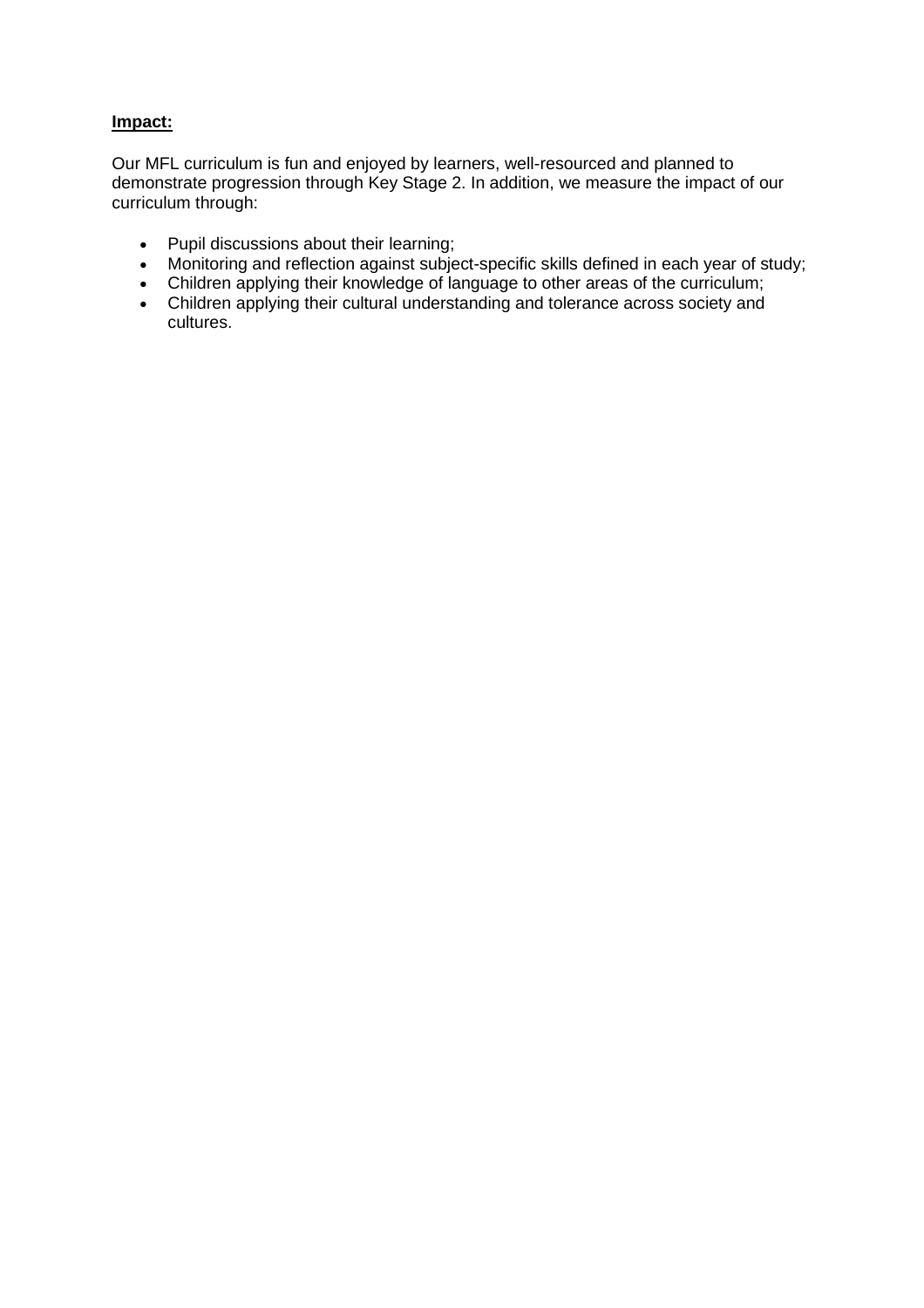**Impact:**

Our MFL curriculum is fun and enjoyed by learners, well-resourced and planned to demonstrate progression through Key Stage 2. In addition, we measure the impact of our curriculum through:

- Pupil discussions about their learning;
- Monitoring and reflection against subject-specific skills defined in each year of study;
- Children applying their knowledge of language to other areas of the curriculum;
- Children applying their cultural understanding and tolerance across society and cultures.